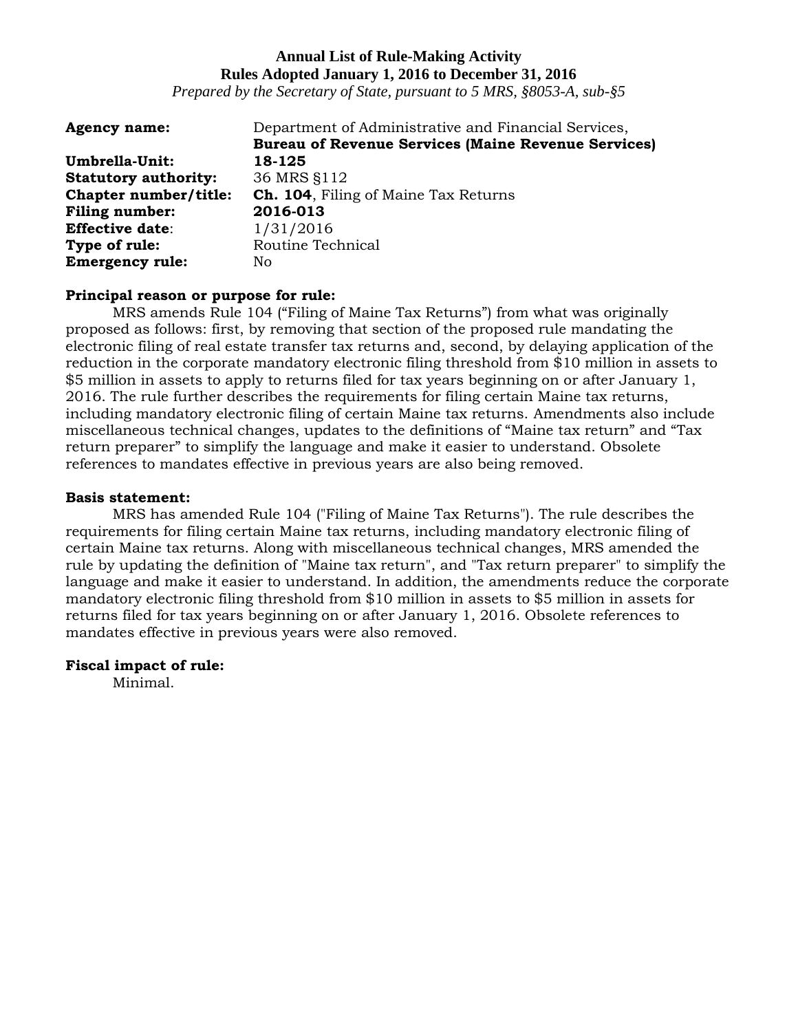**Annual List of Rule-Making Activity**
**Rules Adopted January 1, 2016 to December 31, 2016**
*Prepared by the Secretary of State, pursuant to 5 MRS, §8053-A, sub-§5*

**Agency name:** Department of Administrative and Financial Services, **Bureau of Revenue Services (Maine Revenue Services)**
**Umbrella-Unit:** **18-125**
**Statutory authority:** 36 MRS §112
**Chapter number/title:** **Ch. 104**, Filing of Maine Tax Returns
**Filing number:** **2016-013**
**Effective date**: 1/31/2016
**Type of rule:** Routine Technical
**Emergency rule:** No

**Principal reason or purpose for rule:**
MRS amends Rule 104 ("Filing of Maine Tax Returns") from what was originally proposed as follows: first, by removing that section of the proposed rule mandating the electronic filing of real estate transfer tax returns and, second, by delaying application of the reduction in the corporate mandatory electronic filing threshold from $10 million in assets to $5 million in assets to apply to returns filed for tax years beginning on or after January 1, 2016. The rule further describes the requirements for filing certain Maine tax returns, including mandatory electronic filing of certain Maine tax returns. Amendments also include miscellaneous technical changes, updates to the definitions of "Maine tax return" and "Tax return preparer" to simplify the language and make it easier to understand. Obsolete references to mandates effective in previous years are also being removed.

**Basis statement:**
MRS has amended Rule 104 ("Filing of Maine Tax Returns"). The rule describes the requirements for filing certain Maine tax returns, including mandatory electronic filing of certain Maine tax returns. Along with miscellaneous technical changes, MRS amended the rule by updating the definition of "Maine tax return", and "Tax return preparer" to simplify the language and make it easier to understand. In addition, the amendments reduce the corporate mandatory electronic filing threshold from $10 million in assets to $5 million in assets for returns filed for tax years beginning on or after January 1, 2016. Obsolete references to mandates effective in previous years were also removed.

**Fiscal impact of rule:**
Minimal.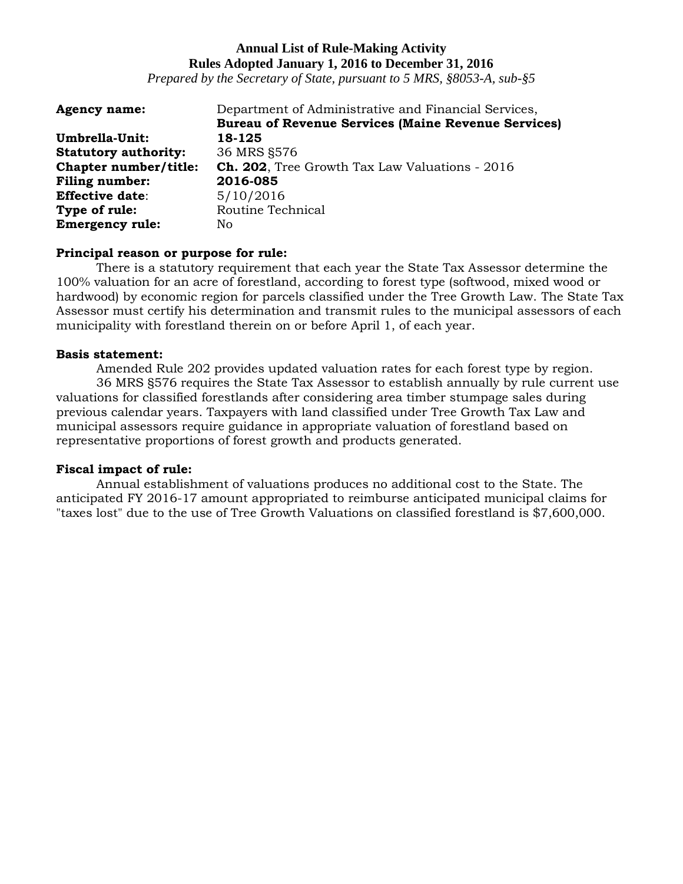**Annual List of Rule-Making Activity**
**Rules Adopted January 1, 2016 to December 31, 2016**
*Prepared by the Secretary of State, pursuant to 5 MRS, §8053-A, sub-§5*

**Agency name:** Department of Administrative and Financial Services, **Bureau of Revenue Services (Maine Revenue Services)**
**Umbrella-Unit:** **18-125**
**Statutory authority:** 36 MRS §576
**Chapter number/title:** **Ch. 202**, Tree Growth Tax Law Valuations - 2016
**Filing number:** **2016-085**
**Effective date**: 5/10/2016
**Type of rule:** Routine Technical
**Emergency rule:** No

**Principal reason or purpose for rule:**
There is a statutory requirement that each year the State Tax Assessor determine the 100% valuation for an acre of forestland, according to forest type (softwood, mixed wood or hardwood) by economic region for parcels classified under the Tree Growth Law. The State Tax Assessor must certify his determination and transmit rules to the municipal assessors of each municipality with forestland therein on or before April 1, of each year.

**Basis statement:**
Amended Rule 202 provides updated valuation rates for each forest type by region.
36 MRS §576 requires the State Tax Assessor to establish annually by rule current use valuations for classified forestlands after considering area timber stumpage sales during previous calendar years. Taxpayers with land classified under Tree Growth Tax Law and municipal assessors require guidance in appropriate valuation of forestland based on representative proportions of forest growth and products generated.

**Fiscal impact of rule:**
Annual establishment of valuations produces no additional cost to the State. The anticipated FY 2016-17 amount appropriated to reimburse anticipated municipal claims for "taxes lost" due to the use of Tree Growth Valuations on classified forestland is $7,600,000.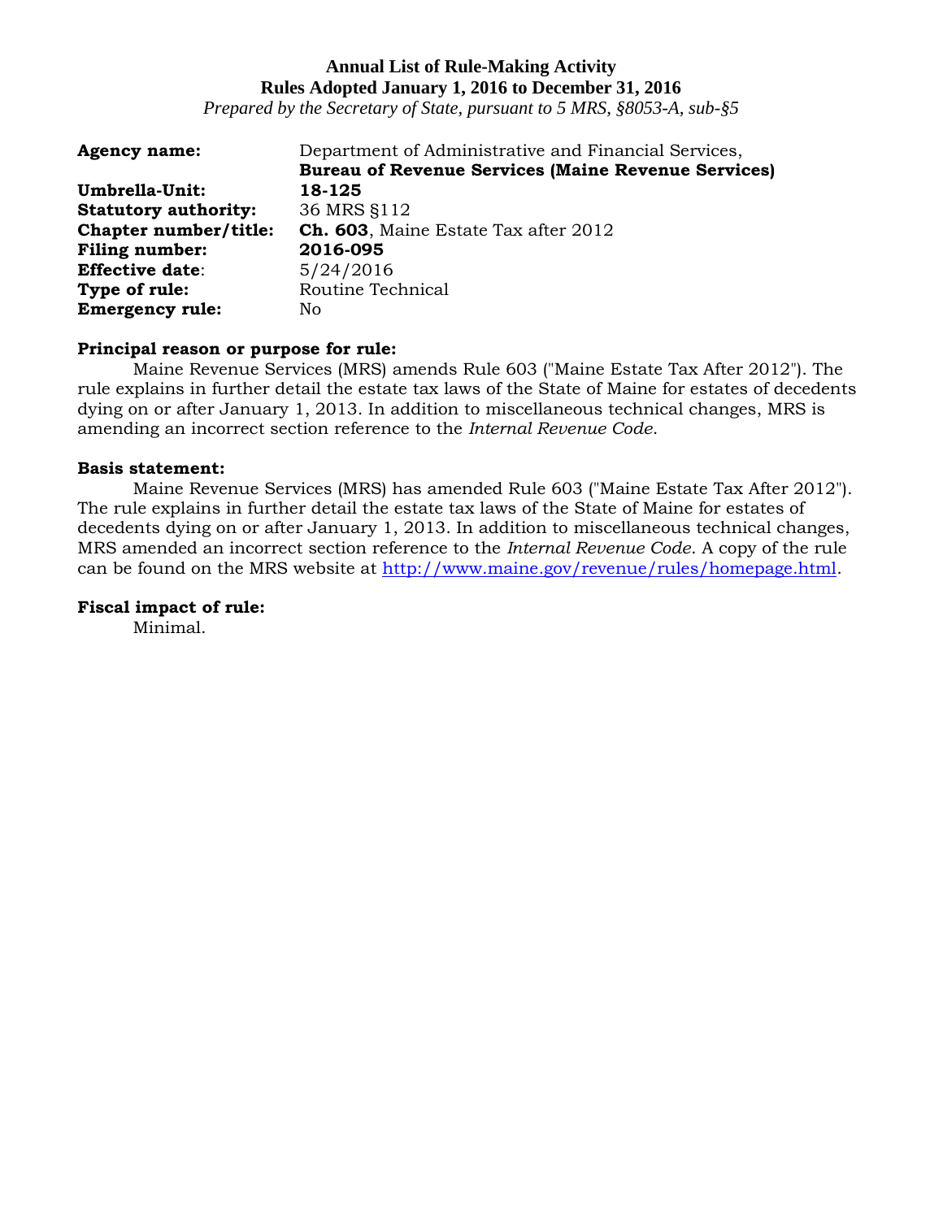**Annual List of Rule-Making Activity**
**Rules Adopted January 1, 2016 to December 31, 2016**
*Prepared by the Secretary of State, pursuant to 5 MRS, §8053-A, sub-§5*

**Agency name:** Department of Administrative and Financial Services, **Bureau of Revenue Services (Maine Revenue Services)**
**Umbrella-Unit:** **18-125**
**Statutory authority:** 36 MRS §112
**Chapter number/title:** **Ch. 603**, Maine Estate Tax after 2012
**Filing number:** **2016-095**
**Effective date**: 5/24/2016
**Type of rule:** Routine Technical
**Emergency rule:** No

**Principal reason or purpose for rule:**

Maine Revenue Services (MRS) amends Rule 603 ("Maine Estate Tax After 2012"). The rule explains in further detail the estate tax laws of the State of Maine for estates of decedents dying on or after January 1, 2013. In addition to miscellaneous technical changes, MRS is amending an incorrect section reference to the *Internal Revenue Code*.

**Basis statement:**

Maine Revenue Services (MRS) has amended Rule 603 ("Maine Estate Tax After 2012"). The rule explains in further detail the estate tax laws of the State of Maine for estates of decedents dying on or after January 1, 2013. In addition to miscellaneous technical changes, MRS amended an incorrect section reference to the *Internal Revenue Code*. A copy of the rule can be found on the MRS website at http://www.maine.gov/revenue/rules/homepage.html.

**Fiscal impact of rule:**

Minimal.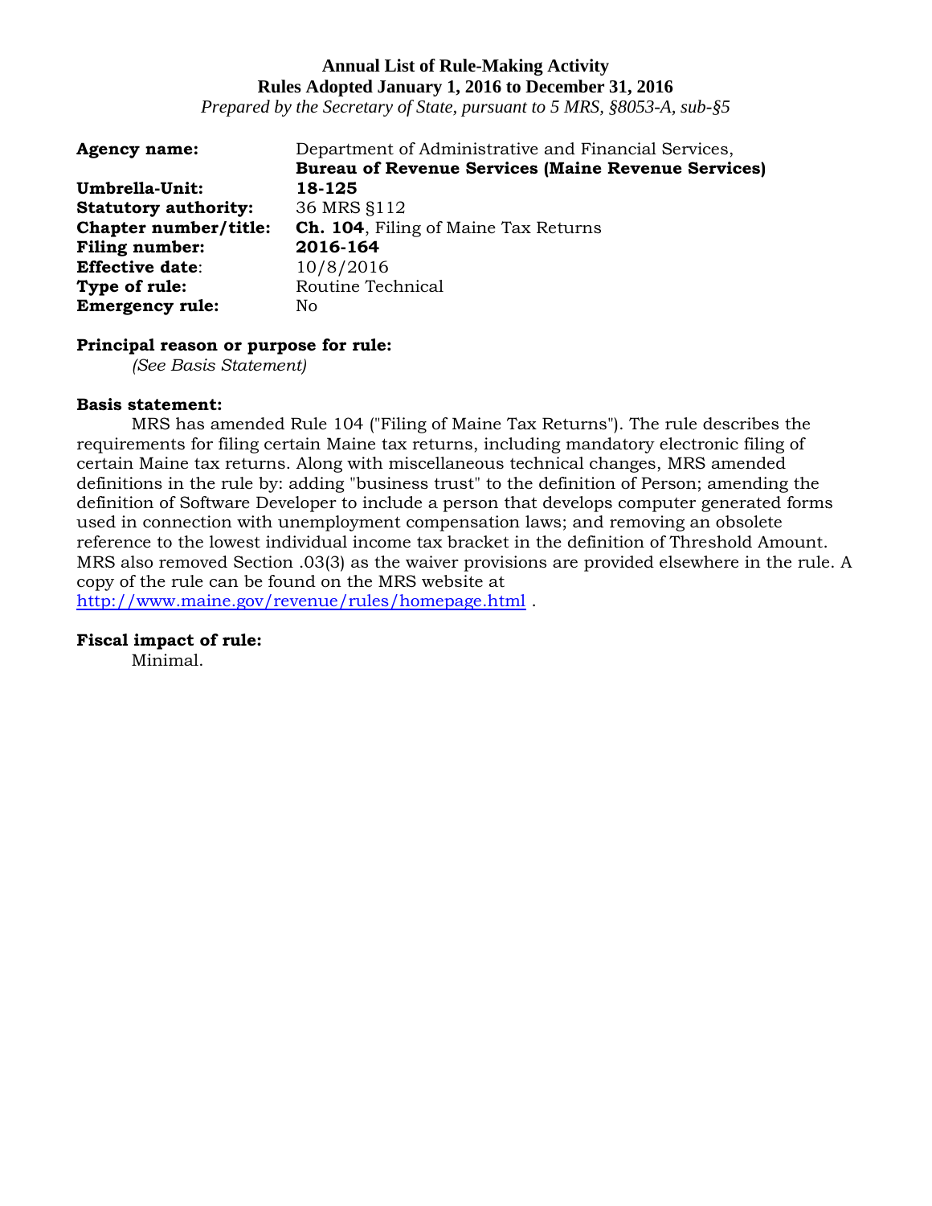**Annual List of Rule-Making Activity**
**Rules Adopted January 1, 2016 to December 31, 2016**
*Prepared by the Secretary of State, pursuant to 5 MRS, §8053-A, sub-§5*

**Agency name:** Department of Administrative and Financial Services, **Bureau of Revenue Services (Maine Revenue Services)**
**Umbrella-Unit:** **18-125**
**Statutory authority:** 36 MRS §112
**Chapter number/title:** **Ch. 104**, Filing of Maine Tax Returns
**Filing number:** **2016-164**
**Effective date**: 10/8/2016
**Type of rule:** Routine Technical
**Emergency rule:** No

**Principal reason or purpose for rule:**
*(See Basis Statement)*

**Basis statement:**
MRS has amended Rule 104 ("Filing of Maine Tax Returns"). The rule describes the requirements for filing certain Maine tax returns, including mandatory electronic filing of certain Maine tax returns. Along with miscellaneous technical changes, MRS amended definitions in the rule by: adding "business trust" to the definition of Person; amending the definition of Software Developer to include a person that develops computer generated forms used in connection with unemployment compensation laws; and removing an obsolete reference to the lowest individual income tax bracket in the definition of Threshold Amount. MRS also removed Section .03(3) as the waiver provisions are provided elsewhere in the rule. A copy of the rule can be found on the MRS website at http://www.maine.gov/revenue/rules/homepage.html .

**Fiscal impact of rule:**
Minimal.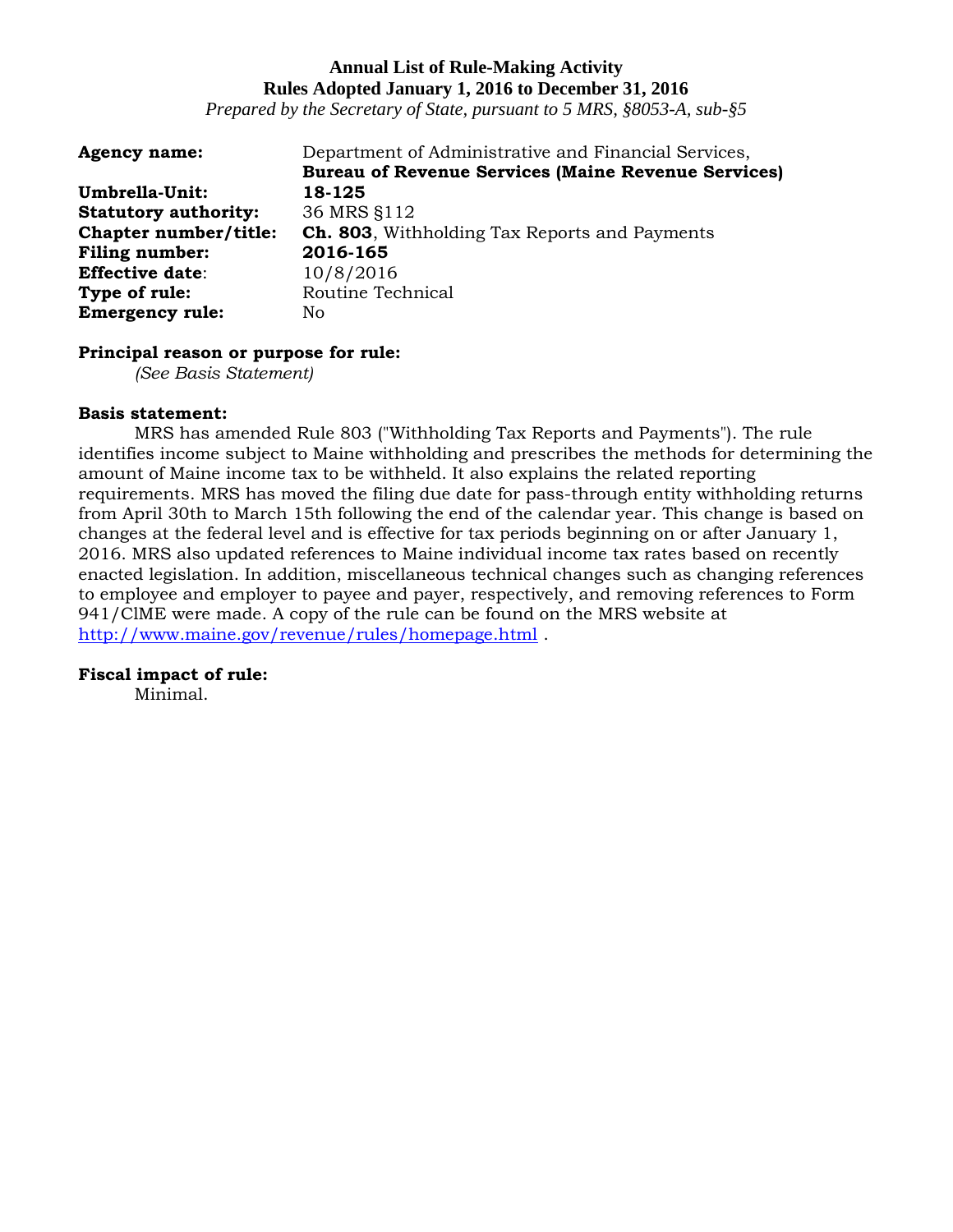**Annual List of Rule-Making Activity**
**Rules Adopted January 1, 2016 to December 31, 2016**
*Prepared by the Secretary of State, pursuant to 5 MRS, §8053-A, sub-§5*

**Agency name:** Department of Administrative and Financial Services, **Bureau of Revenue Services (Maine Revenue Services)**
**Umbrella-Unit:** **18-125**
**Statutory authority:** 36 MRS §112
**Chapter number/title:** **Ch. 803**, Withholding Tax Reports and Payments
**Filing number:** **2016-165**
**Effective date**: 10/8/2016
**Type of rule:** Routine Technical
**Emergency rule:** No

**Principal reason or purpose for rule:**

*(See Basis Statement)*

**Basis statement:**

MRS has amended Rule 803 ("Withholding Tax Reports and Payments"). The rule identifies income subject to Maine withholding and prescribes the methods for determining the amount of Maine income tax to be withheld. It also explains the related reporting requirements. MRS has moved the filing due date for pass-through entity withholding returns from April 30th to March 15th following the end of the calendar year. This change is based on changes at the federal level and is effective for tax periods beginning on or after January 1, 2016. MRS also updated references to Maine individual income tax rates based on recently enacted legislation. In addition, miscellaneous technical changes such as changing references to employee and employer to payee and payer, respectively, and removing references to Form 941/C1ME were made. A copy of the rule can be found on the MRS website at http://www.maine.gov/revenue/rules/homepage.html .

**Fiscal impact of rule:**

Minimal.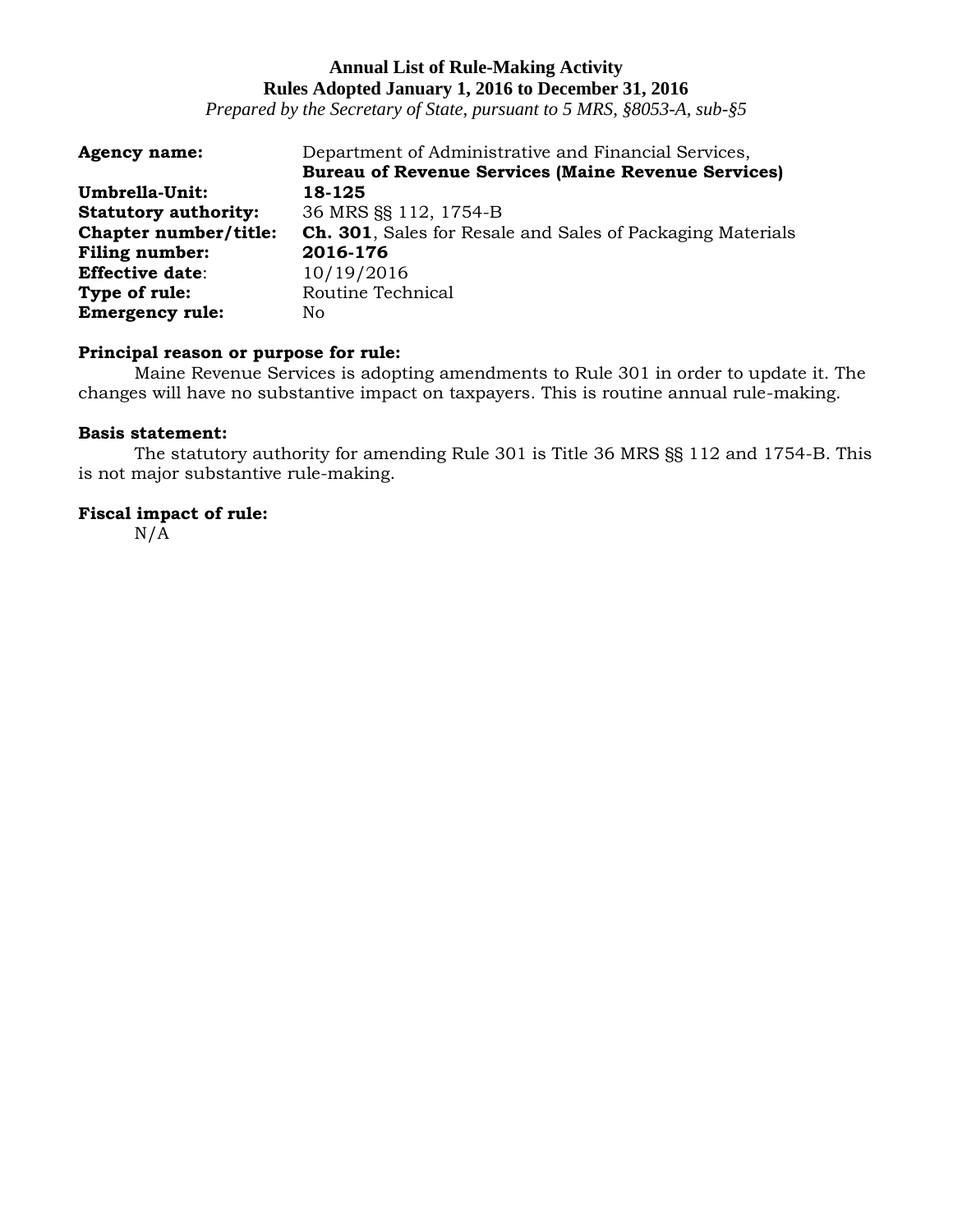**Annual List of Rule-Making Activity**
**Rules Adopted January 1, 2016 to December 31, 2016**
*Prepared by the Secretary of State, pursuant to 5 MRS, §8053-A, sub-§5*

**Agency name:** Department of Administrative and Financial Services, **Bureau of Revenue Services (Maine Revenue Services)**
**Umbrella-Unit:** **18-125**
**Statutory authority:** 36 MRS §§ 112, 1754-B
**Chapter number/title:** **Ch. 301**, Sales for Resale and Sales of Packaging Materials
**Filing number:** **2016-176**
**Effective date**: 10/19/2016
**Type of rule:** Routine Technical
**Emergency rule:** No

**Principal reason or purpose for rule:**
Maine Revenue Services is adopting amendments to Rule 301 in order to update it. The changes will have no substantive impact on taxpayers. This is routine annual rule-making.

**Basis statement:**
The statutory authority for amending Rule 301 is Title 36 MRS §§ 112 and 1754-B. This is not major substantive rule-making.

**Fiscal impact of rule:**
N/A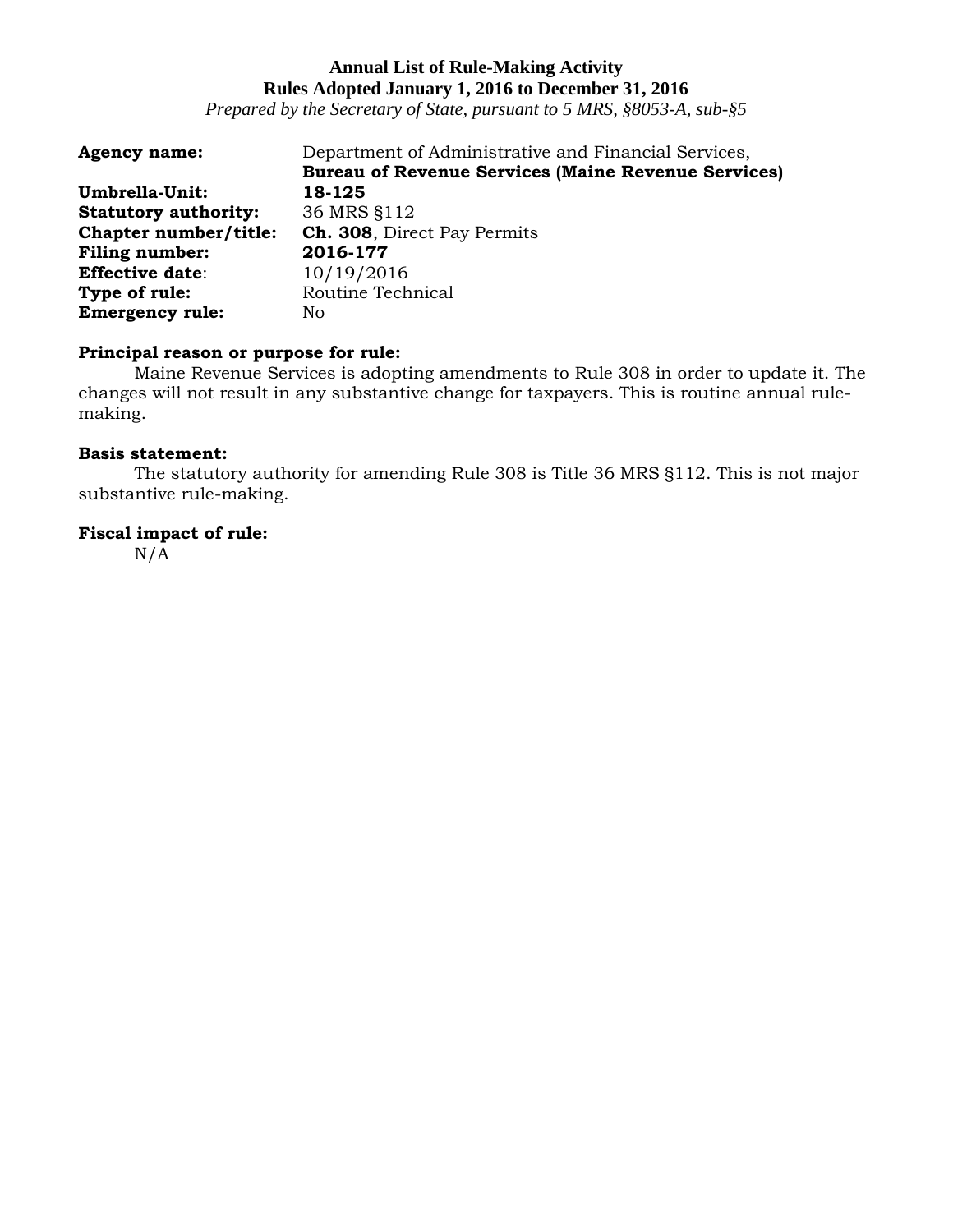**Annual List of Rule-Making Activity**
**Rules Adopted January 1, 2016 to December 31, 2016**
*Prepared by the Secretary of State, pursuant to 5 MRS, §8053-A, sub-§5*

**Agency name:** Department of Administrative and Financial Services, **Bureau of Revenue Services (Maine Revenue Services)**
**Umbrella-Unit:** **18-125**
**Statutory authority:** 36 MRS §112
**Chapter number/title:** **Ch. 308**, Direct Pay Permits
**Filing number:** **2016-177**
**Effective date**: 10/19/2016
**Type of rule:** Routine Technical
**Emergency rule:** No

**Principal reason or purpose for rule:**
Maine Revenue Services is adopting amendments to Rule 308 in order to update it. The changes will not result in any substantive change for taxpayers. This is routine annual rule-making.

**Basis statement:**
The statutory authority for amending Rule 308 is Title 36 MRS §112. This is not major substantive rule-making.

**Fiscal impact of rule:**
N/A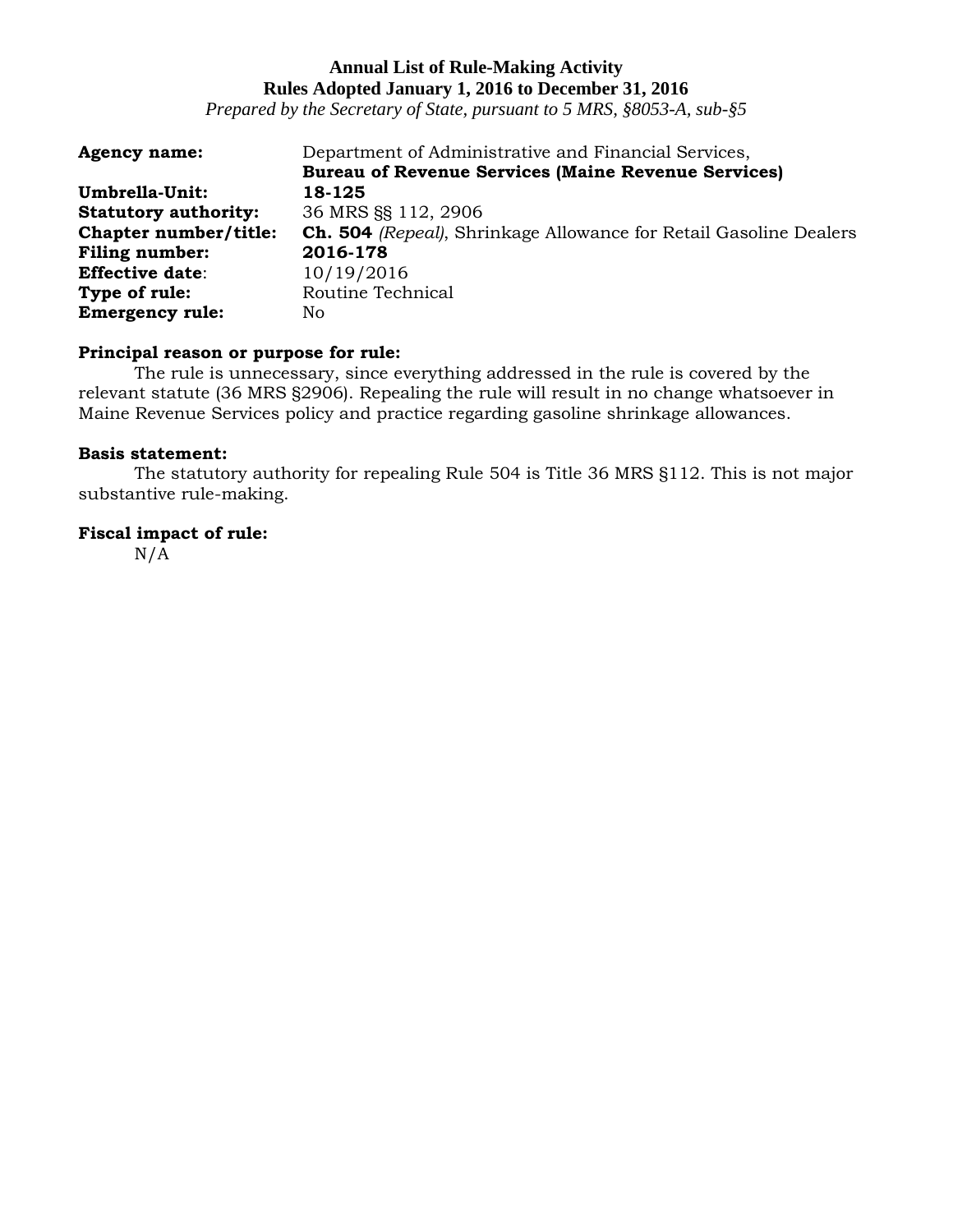**Annual List of Rule-Making Activity**
**Rules Adopted January 1, 2016 to December 31, 2016**
*Prepared by the Secretary of State, pursuant to 5 MRS, §8053-A, sub-§5*

**Agency name:** Department of Administrative and Financial Services, **Bureau of Revenue Services (Maine Revenue Services)**
**Umbrella-Unit:** **18-125**
**Statutory authority:** 36 MRS §§ 112, 2906
**Chapter number/title:** **Ch. 504** *(Repeal)*, Shrinkage Allowance for Retail Gasoline Dealers
**Filing number:** **2016-178**
**Effective date**: 10/19/2016
**Type of rule:** Routine Technical
**Emergency rule:** No

**Principal reason or purpose for rule:**

The rule is unnecessary, since everything addressed in the rule is covered by the relevant statute (36 MRS §2906). Repealing the rule will result in no change whatsoever in Maine Revenue Services policy and practice regarding gasoline shrinkage allowances.

**Basis statement:**

The statutory authority for repealing Rule 504 is Title 36 MRS §112. This is not major substantive rule-making.

**Fiscal impact of rule:**

N/A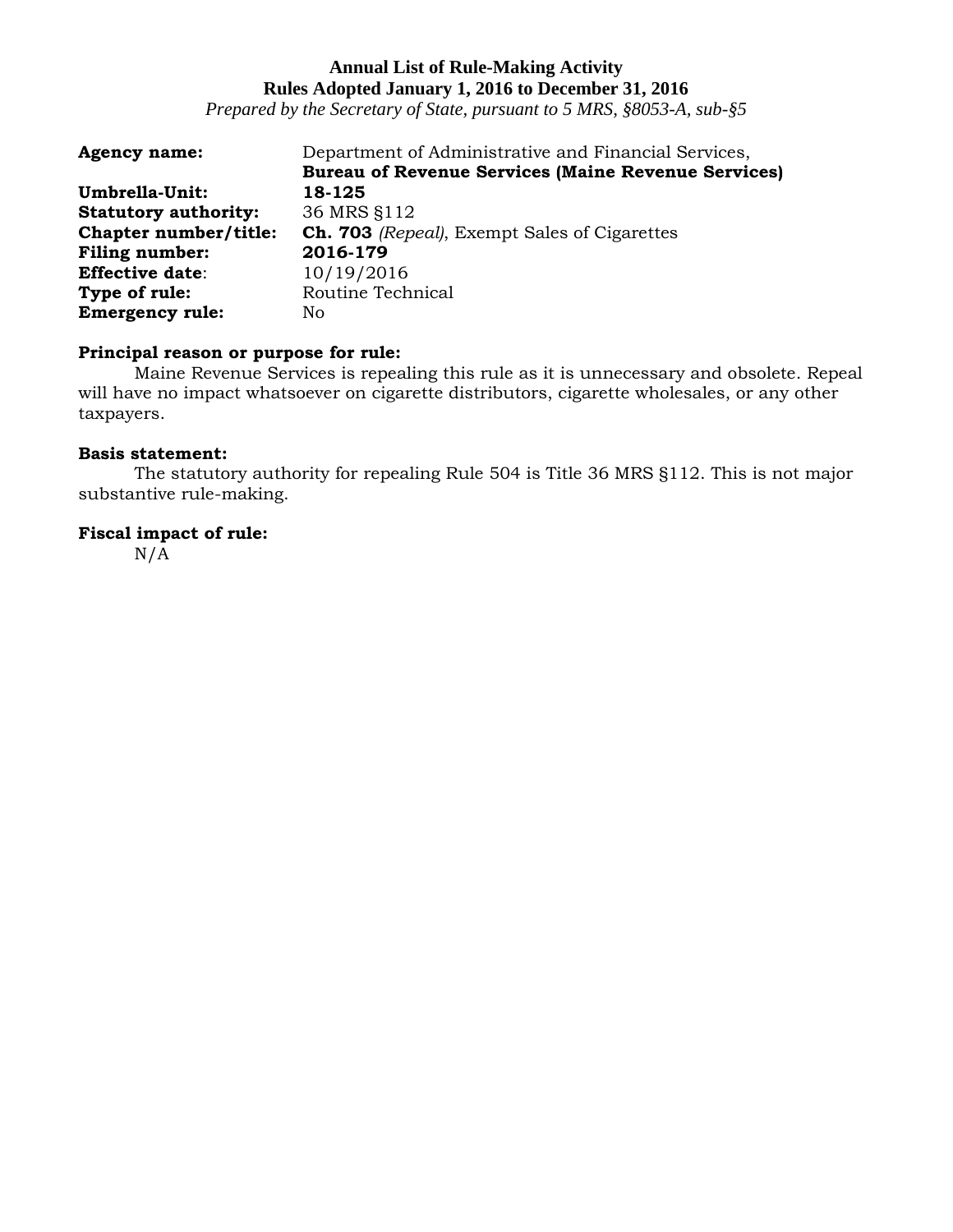**Annual List of Rule-Making Activity**
**Rules Adopted January 1, 2016 to December 31, 2016**
*Prepared by the Secretary of State, pursuant to 5 MRS, §8053-A, sub-§5*

**Agency name:** Department of Administrative and Financial Services,
**Bureau of Revenue Services (Maine Revenue Services)**
**Umbrella-Unit:** **18-125**
**Statutory authority:** 36 MRS §112
**Chapter number/title:** **Ch. 703** *(Repeal)*, Exempt Sales of Cigarettes
**Filing number:** **2016-179**
**Effective date**: 10/19/2016
**Type of rule:** Routine Technical
**Emergency rule:** No

**Principal reason or purpose for rule:**

Maine Revenue Services is repealing this rule as it is unnecessary and obsolete. Repeal will have no impact whatsoever on cigarette distributors, cigarette wholesales, or any other taxpayers.

**Basis statement:**

The statutory authority for repealing Rule 504 is Title 36 MRS §112. This is not major substantive rule-making.

**Fiscal impact of rule:**

N/A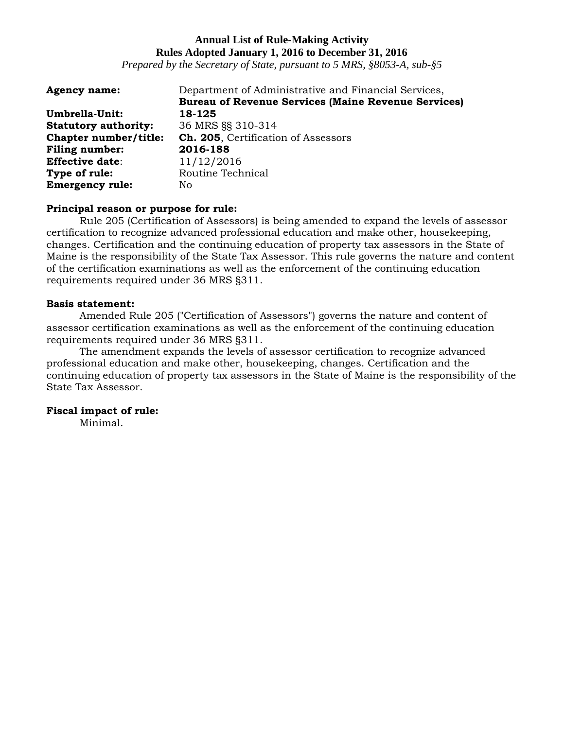**Annual List of Rule-Making Activity**
**Rules Adopted January 1, 2016 to December 31, 2016**
*Prepared by the Secretary of State, pursuant to 5 MRS, §8053-A, sub-§5*

**Agency name:** Department of Administrative and Financial Services, **Bureau of Revenue Services (Maine Revenue Services)**
**Umbrella-Unit:** **18-125**
**Statutory authority:** 36 MRS §§ 310-314
**Chapter number/title:** **Ch. 205**, Certification of Assessors
**Filing number:** **2016-188**
**Effective date**: 11/12/2016
**Type of rule:** Routine Technical
**Emergency rule:** No

**Principal reason or purpose for rule:**

Rule 205 (Certification of Assessors) is being amended to expand the levels of assessor certification to recognize advanced professional education and make other, housekeeping, changes. Certification and the continuing education of property tax assessors in the State of Maine is the responsibility of the State Tax Assessor. This rule governs the nature and content of the certification examinations as well as the enforcement of the continuing education requirements required under 36 MRS §311.

**Basis statement:**

Amended Rule 205 ("Certification of Assessors") governs the nature and content of assessor certification examinations as well as the enforcement of the continuing education requirements required under 36 MRS §311.

The amendment expands the levels of assessor certification to recognize advanced professional education and make other, housekeeping, changes. Certification and the continuing education of property tax assessors in the State of Maine is the responsibility of the State Tax Assessor.

**Fiscal impact of rule:**

Minimal.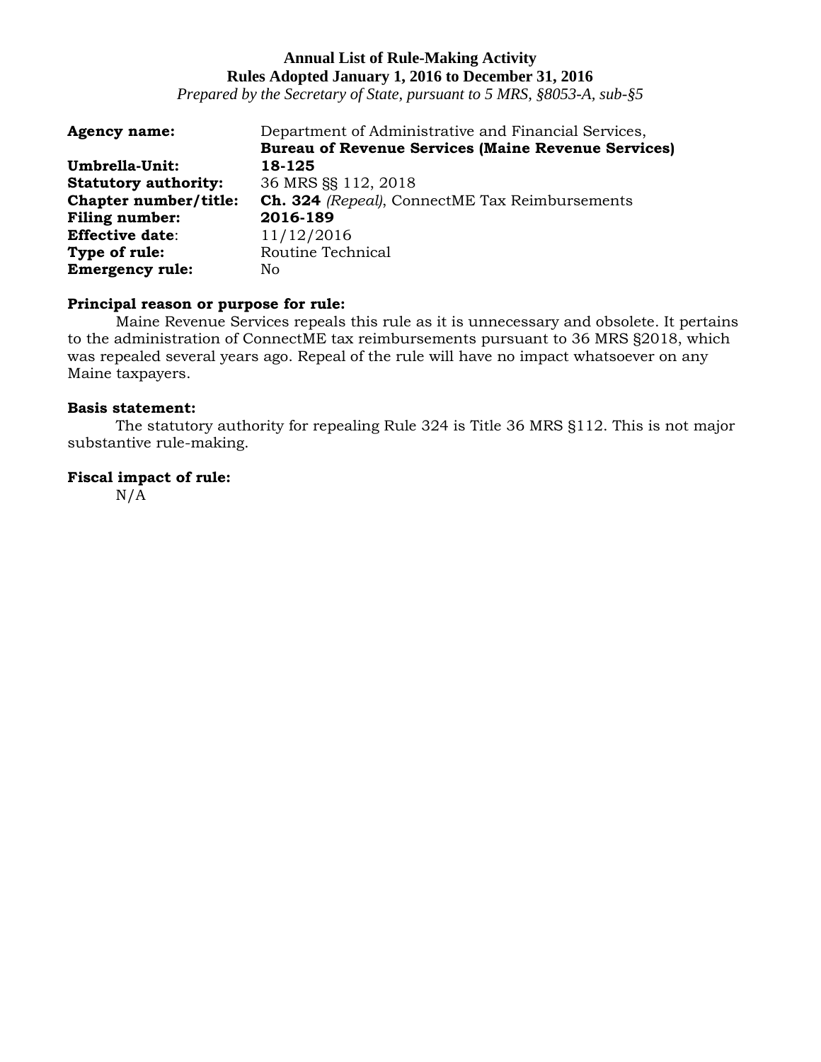**Annual List of Rule-Making Activity**
**Rules Adopted January 1, 2016 to December 31, 2016**
*Prepared by the Secretary of State, pursuant to 5 MRS, §8053-A, sub-§5*

**Agency name:** Department of Administrative and Financial Services, **Bureau of Revenue Services (Maine Revenue Services)**
**Umbrella-Unit:** **18-125**
**Statutory authority:** 36 MRS §§ 112, 2018
**Chapter number/title:** **Ch. 324** *(Repeal)*, ConnectME Tax Reimbursements
**Filing number:** **2016-189**
**Effective date**: 11/12/2016
**Type of rule:** Routine Technical
**Emergency rule:** No

**Principal reason or purpose for rule:**
Maine Revenue Services repeals this rule as it is unnecessary and obsolete. It pertains to the administration of ConnectME tax reimbursements pursuant to 36 MRS §2018, which was repealed several years ago. Repeal of the rule will have no impact whatsoever on any Maine taxpayers.

**Basis statement:**
The statutory authority for repealing Rule 324 is Title 36 MRS §112. This is not major substantive rule-making.

**Fiscal impact of rule:**
N/A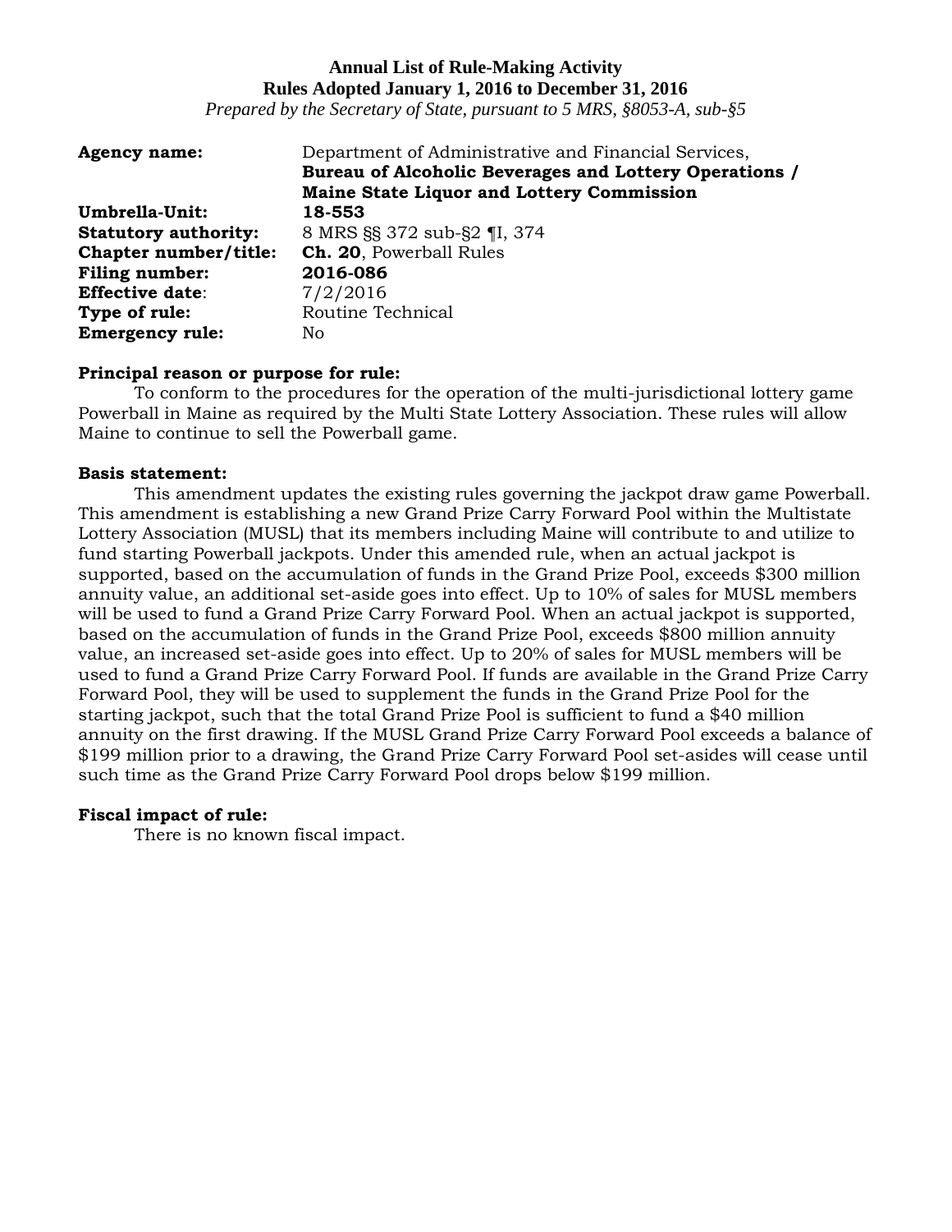**Annual List of Rule-Making Activity**
**Rules Adopted January 1, 2016 to December 31, 2016**
*Prepared by the Secretary of State, pursuant to 5 MRS, §8053-A, sub-§5*

**Agency name:** Department of Administrative and Financial Services, **Bureau of Alcoholic Beverages and Lottery Operations / Maine State Liquor and Lottery Commission**
**Umbrella-Unit:** **18-553**
**Statutory authority:** 8 MRS §§ 372 sub-§2 ¶I, 374
**Chapter number/title:** **Ch. 20**, Powerball Rules
**Filing number:** **2016-086**
**Effective date**: 7/2/2016
**Type of rule:** Routine Technical
**Emergency rule:** No

**Principal reason or purpose for rule:**
To conform to the procedures for the operation of the multi-jurisdictional lottery game Powerball in Maine as required by the Multi State Lottery Association. These rules will allow Maine to continue to sell the Powerball game.

**Basis statement:**
This amendment updates the existing rules governing the jackpot draw game Powerball. This amendment is establishing a new Grand Prize Carry Forward Pool within the Multistate Lottery Association (MUSL) that its members including Maine will contribute to and utilize to fund starting Powerball jackpots. Under this amended rule, when an actual jackpot is supported, based on the accumulation of funds in the Grand Prize Pool, exceeds $300 million annuity value, an additional set-aside goes into effect. Up to 10% of sales for MUSL members will be used to fund a Grand Prize Carry Forward Pool. When an actual jackpot is supported, based on the accumulation of funds in the Grand Prize Pool, exceeds $800 million annuity value, an increased set-aside goes into effect. Up to 20% of sales for MUSL members will be used to fund a Grand Prize Carry Forward Pool. If funds are available in the Grand Prize Carry Forward Pool, they will be used to supplement the funds in the Grand Prize Pool for the starting jackpot, such that the total Grand Prize Pool is sufficient to fund a $40 million annuity on the first drawing. If the MUSL Grand Prize Carry Forward Pool exceeds a balance of $199 million prior to a drawing, the Grand Prize Carry Forward Pool set-asides will cease until such time as the Grand Prize Carry Forward Pool drops below $199 million.

**Fiscal impact of rule:**
There is no known fiscal impact.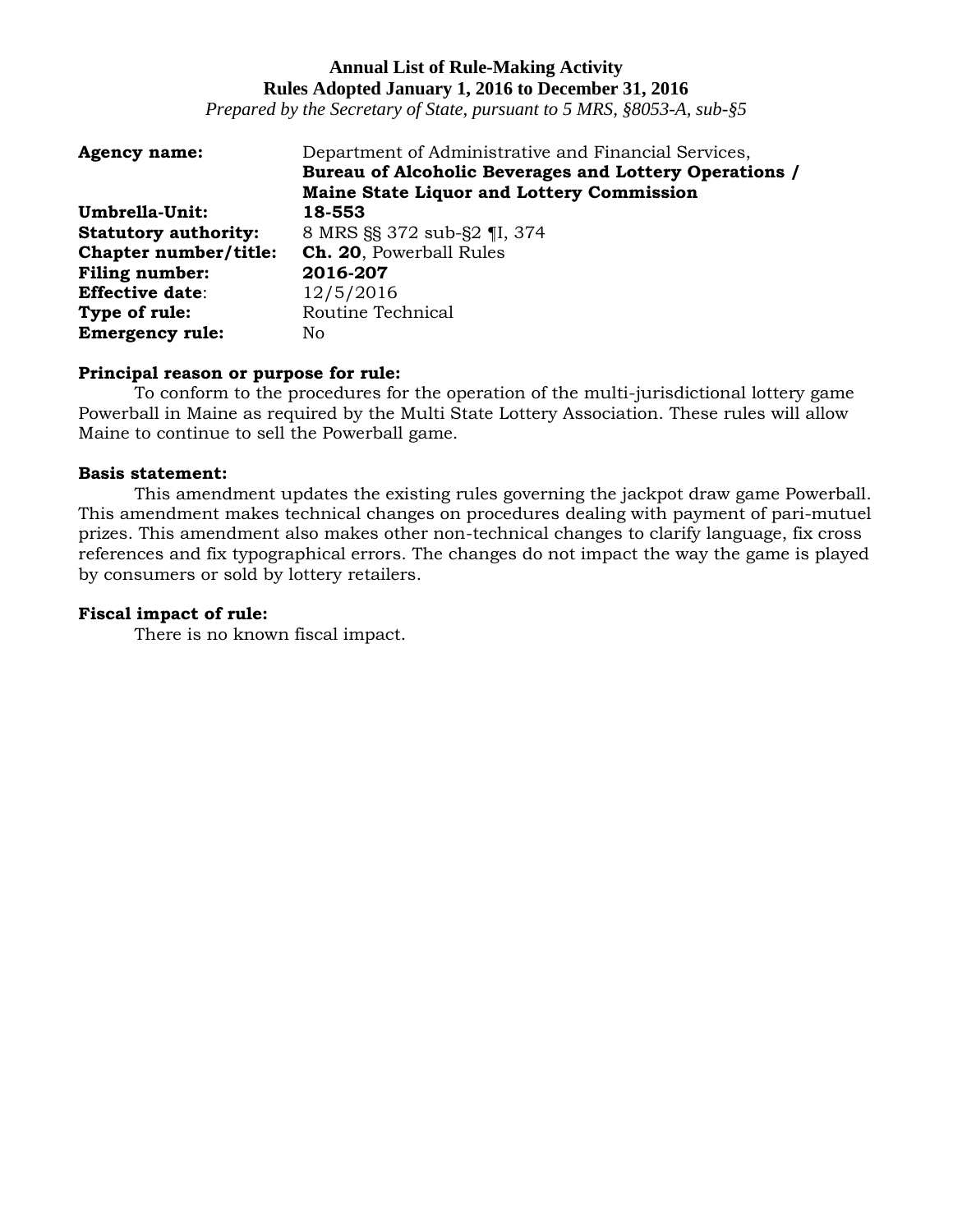**Annual List of Rule-Making Activity**
**Rules Adopted January 1, 2016 to December 31, 2016**
*Prepared by the Secretary of State, pursuant to 5 MRS, §8053-A, sub-§5*

| | |
|---|---|
| **Agency name:** | Department of Administrative and Financial Services, **Bureau of Alcoholic Beverages and Lottery Operations / Maine State Liquor and Lottery Commission** |
| **Umbrella-Unit:** | **18-553** |
| **Statutory authority:** | 8 MRS §§ 372 sub-§2 ¶I, 374 |
| **Chapter number/title:** | **Ch. 20**, Powerball Rules |
| **Filing number:** | **2016-207** |
| **Effective date**: | 12/5/2016 |
| **Type of rule:** | Routine Technical |
| **Emergency rule:** | No |

**Principal reason or purpose for rule:**

To conform to the procedures for the operation of the multi-jurisdictional lottery game Powerball in Maine as required by the Multi State Lottery Association. These rules will allow Maine to continue to sell the Powerball game.

**Basis statement:**

This amendment updates the existing rules governing the jackpot draw game Powerball. This amendment makes technical changes on procedures dealing with payment of pari-mutuel prizes. This amendment also makes other non-technical changes to clarify language, fix cross references and fix typographical errors. The changes do not impact the way the game is played by consumers or sold by lottery retailers.

**Fiscal impact of rule:**

There is no known fiscal impact.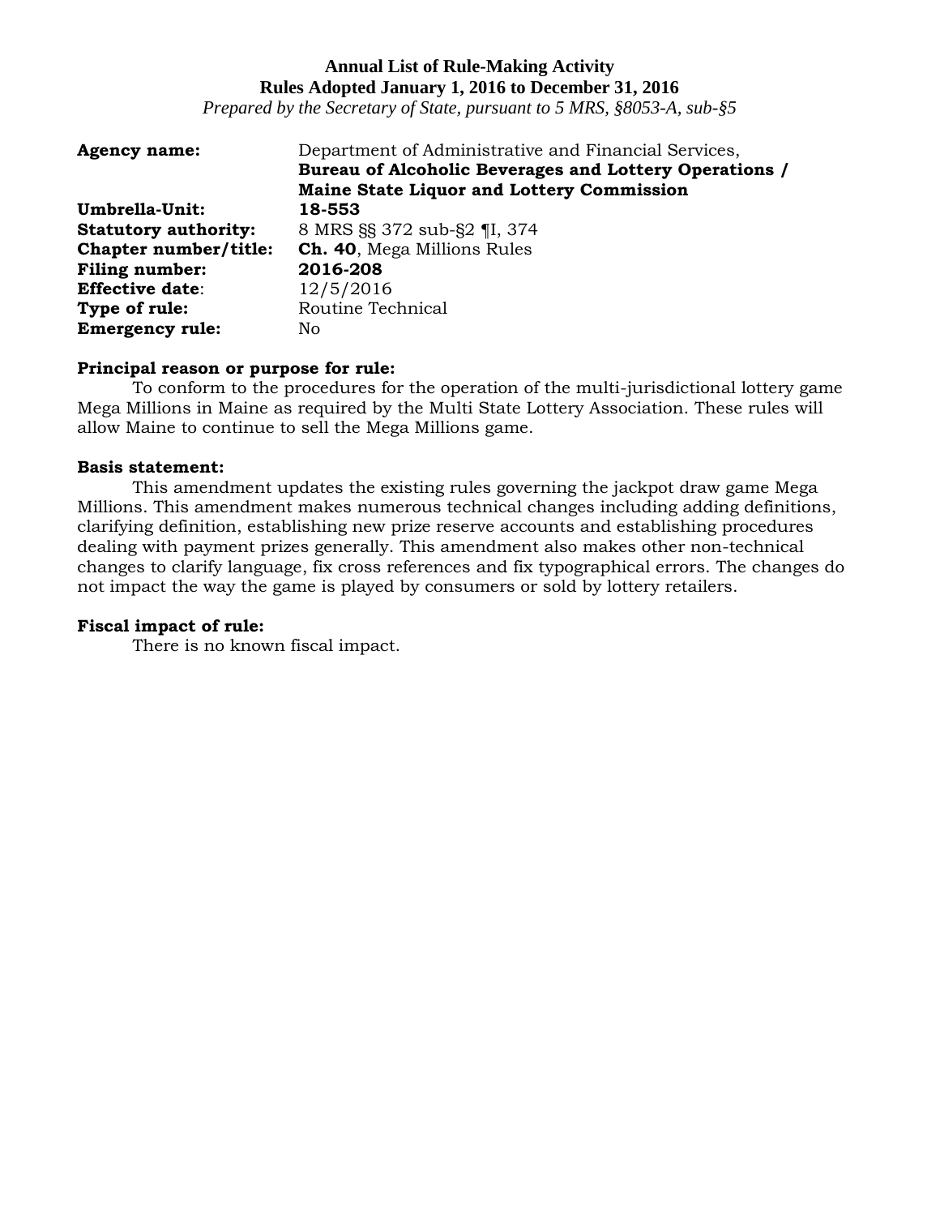**Annual List of Rule-Making Activity**
**Rules Adopted January 1, 2016 to December 31, 2016**
*Prepared by the Secretary of State, pursuant to 5 MRS, §8053-A, sub-§5*

| | |
|---|---|
| **Agency name:** | Department of Administrative and Financial Services, **Bureau of Alcoholic Beverages and Lottery Operations / Maine State Liquor and Lottery Commission** |
| **Umbrella-Unit:** | **18-553** |
| **Statutory authority:** | 8 MRS §§ 372 sub-§2 ¶I, 374 |
| **Chapter number/title:** | **Ch. 40**, Mega Millions Rules |
| **Filing number:** | **2016-208** |
| **Effective date**: | 12/5/2016 |
| **Type of rule:** | Routine Technical |
| **Emergency rule:** | No |

**Principal reason or purpose for rule:**

To conform to the procedures for the operation of the multi-jurisdictional lottery game Mega Millions in Maine as required by the Multi State Lottery Association. These rules will allow Maine to continue to sell the Mega Millions game.

**Basis statement:**

This amendment updates the existing rules governing the jackpot draw game Mega Millions. This amendment makes numerous technical changes including adding definitions, clarifying definition, establishing new prize reserve accounts and establishing procedures dealing with payment prizes generally. This amendment also makes other non-technical changes to clarify language, fix cross references and fix typographical errors. The changes do not impact the way the game is played by consumers or sold by lottery retailers.

**Fiscal impact of rule:**

There is no known fiscal impact.